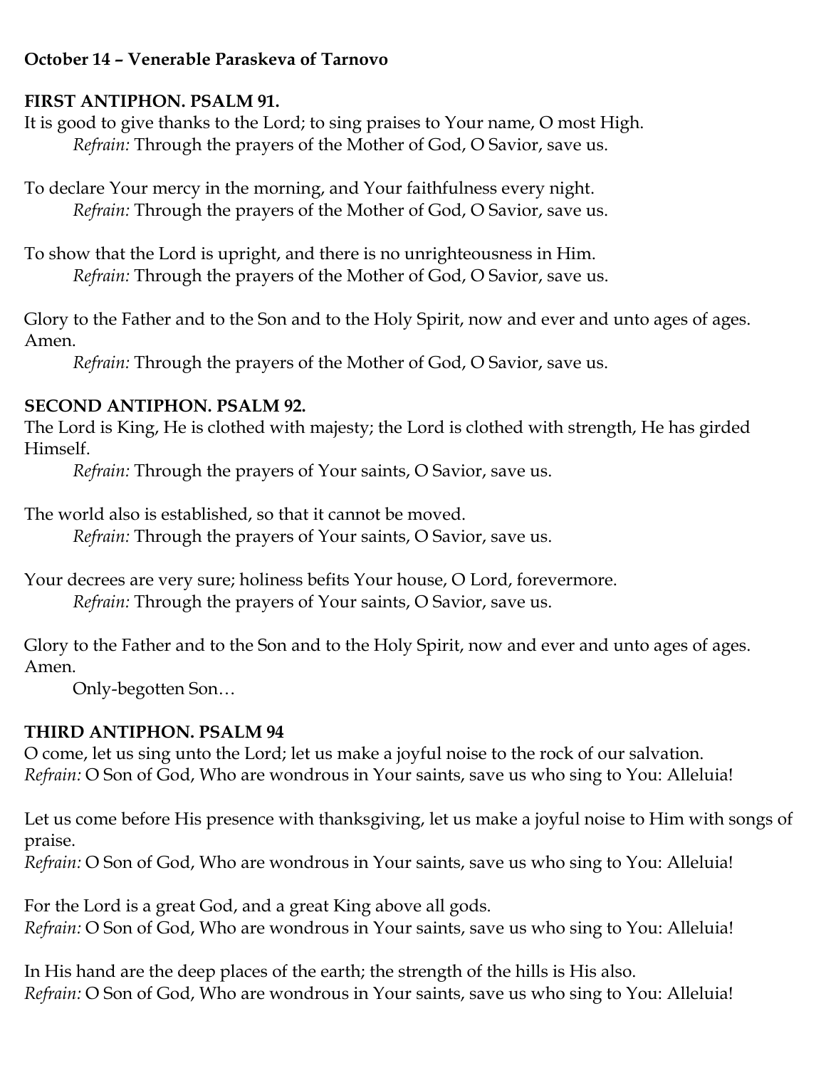**October 14 – Venerable Paraskeva of Tarnovo**

**FIRST ANTIPHON. PSALM 91.**

It is good to give thanks to the Lord; to sing praises to Your name, O most High.
*Refrain:* Through the prayers of the Mother of God, O Savior, save us.

To declare Your mercy in the morning, and Your faithfulness every night.
*Refrain:* Through the prayers of the Mother of God, O Savior, save us.

To show that the Lord is upright, and there is no unrighteousness in Him.
*Refrain:* Through the prayers of the Mother of God, O Savior, save us.

Glory to the Father and to the Son and to the Holy Spirit, now and ever and unto ages of ages. Amen.
*Refrain:* Through the prayers of the Mother of God, O Savior, save us.

**SECOND ANTIPHON. PSALM 92.**

The Lord is King, He is clothed with majesty; the Lord is clothed with strength, He has girded Himself.
*Refrain:* Through the prayers of Your saints, O Savior, save us.

The world also is established, so that it cannot be moved.
*Refrain:* Through the prayers of Your saints, O Savior, save us.

Your decrees are very sure; holiness befits Your house, O Lord, forevermore.
*Refrain:* Through the prayers of Your saints, O Savior, save us.

Glory to the Father and to the Son and to the Holy Spirit, now and ever and unto ages of ages. Amen.
Only-begotten Son…

**THIRD ANTIPHON. PSALM 94**

O come, let us sing unto the Lord; let us make a joyful noise to the rock of our salvation.
*Refrain:* O Son of God, Who are wondrous in Your saints, save us who sing to You: Alleluia!

Let us come before His presence with thanksgiving, let us make a joyful noise to Him with songs of praise.
*Refrain:* O Son of God, Who are wondrous in Your saints, save us who sing to You: Alleluia!

For the Lord is a great God, and a great King above all gods.
*Refrain:* O Son of God, Who are wondrous in Your saints, save us who sing to You: Alleluia!

In His hand are the deep places of the earth; the strength of the hills is His also.
*Refrain:* O Son of God, Who are wondrous in Your saints, save us who sing to You: Alleluia!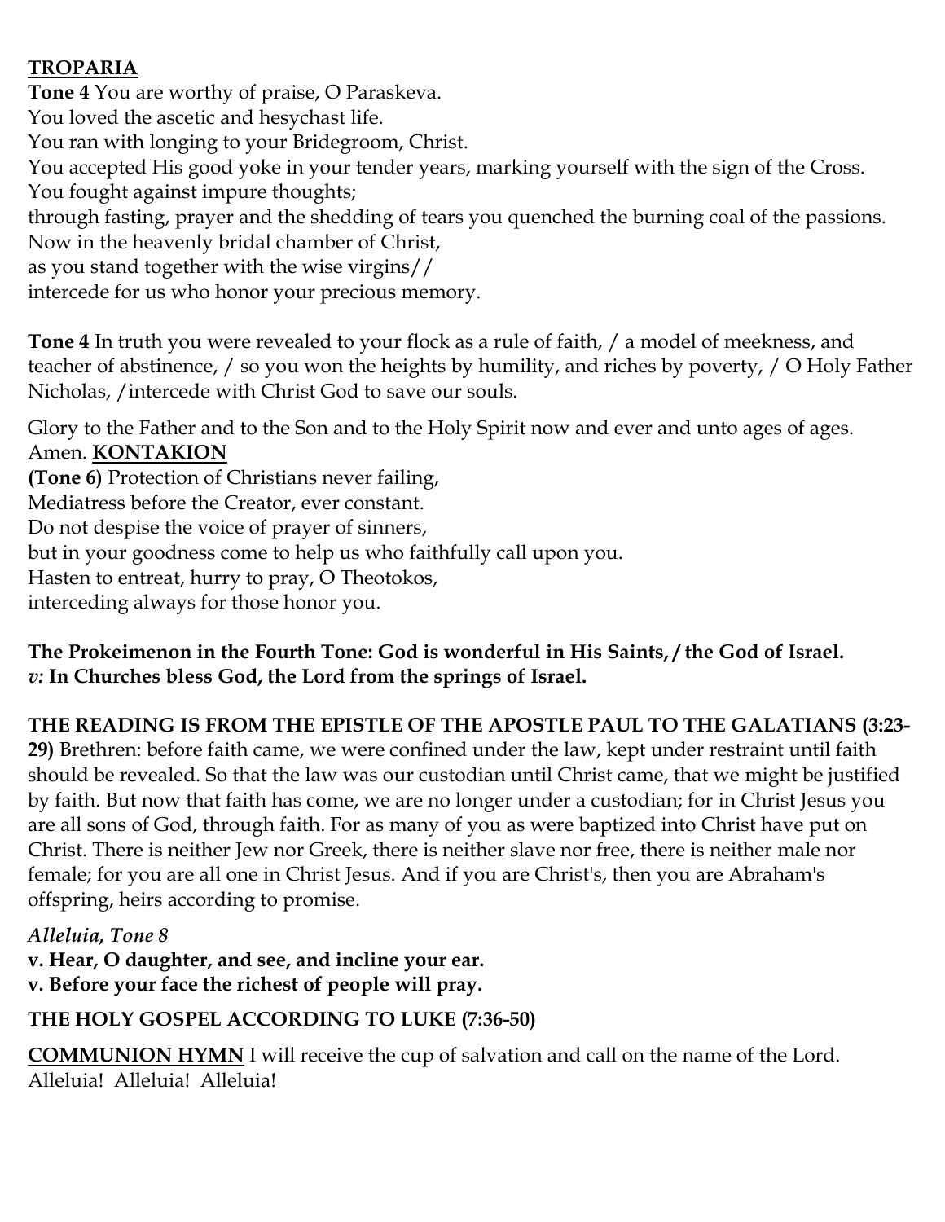**<u>TROPARIA</u>**

**Tone 4** You are worthy of praise, O Paraskeva.
You loved the ascetic and hesychast life.
You ran with longing to your Bridegroom, Christ.
You accepted His good yoke in your tender years, marking yourself with the sign of the Cross.
You fought against impure thoughts;
through fasting, prayer and the shedding of tears you quenched the burning coal of the passions.
Now in the heavenly bridal chamber of Christ,
as you stand together with the wise virgins//
intercede for us who honor your precious memory.

**Tone 4** In truth you were revealed to your flock as a rule of faith, / a model of meekness, and teacher of abstinence, / so you won the heights by humility, and riches by poverty, / O Holy Father Nicholas, /intercede with Christ God to save our souls.

Glory to the Father and to the Son and to the Holy Spirit now and ever and unto ages of ages. Amen. **<u>KONTAKION</u>**

**(Tone 6)** Protection of Christians never failing,
Mediatress before the Creator, ever constant.
Do not despise the voice of prayer of sinners,
but in your goodness come to help us who faithfully call upon you.
Hasten to entreat, hurry to pray, O Theotokos,
interceding always for those honor you.

**The Prokeimenon in the Fourth Tone: God is wonderful in His Saints, / the God of Israel.**
*v:* **In Churches bless God, the Lord from the springs of Israel.**

**THE READING IS FROM THE EPISTLE OF THE APOSTLE PAUL TO THE GALATIANS (3:23-29)** Brethren: before faith came, we were confined under the law, kept under restraint until faith should be revealed. So that the law was our custodian until Christ came, that we might be justified by faith. But now that faith has come, we are no longer under a custodian; for in Christ Jesus you are all sons of God, through faith. For as many of you as were baptized into Christ have put on Christ. There is neither Jew nor Greek, there is neither slave nor free, there is neither male nor female; for you are all one in Christ Jesus. And if you are Christ's, then you are Abraham's offspring, heirs according to promise.

***Alleluia, Tone 8***
**v. Hear, O daughter, and see, and incline your ear.**
**v. Before your face the richest of people will pray.**

**THE HOLY GOSPEL ACCORDING TO LUKE (7:36-50)**

**<u>COMMUNION HYMN</u>** I will receive the cup of salvation and call on the name of the Lord. Alleluia! Alleluia! Alleluia!